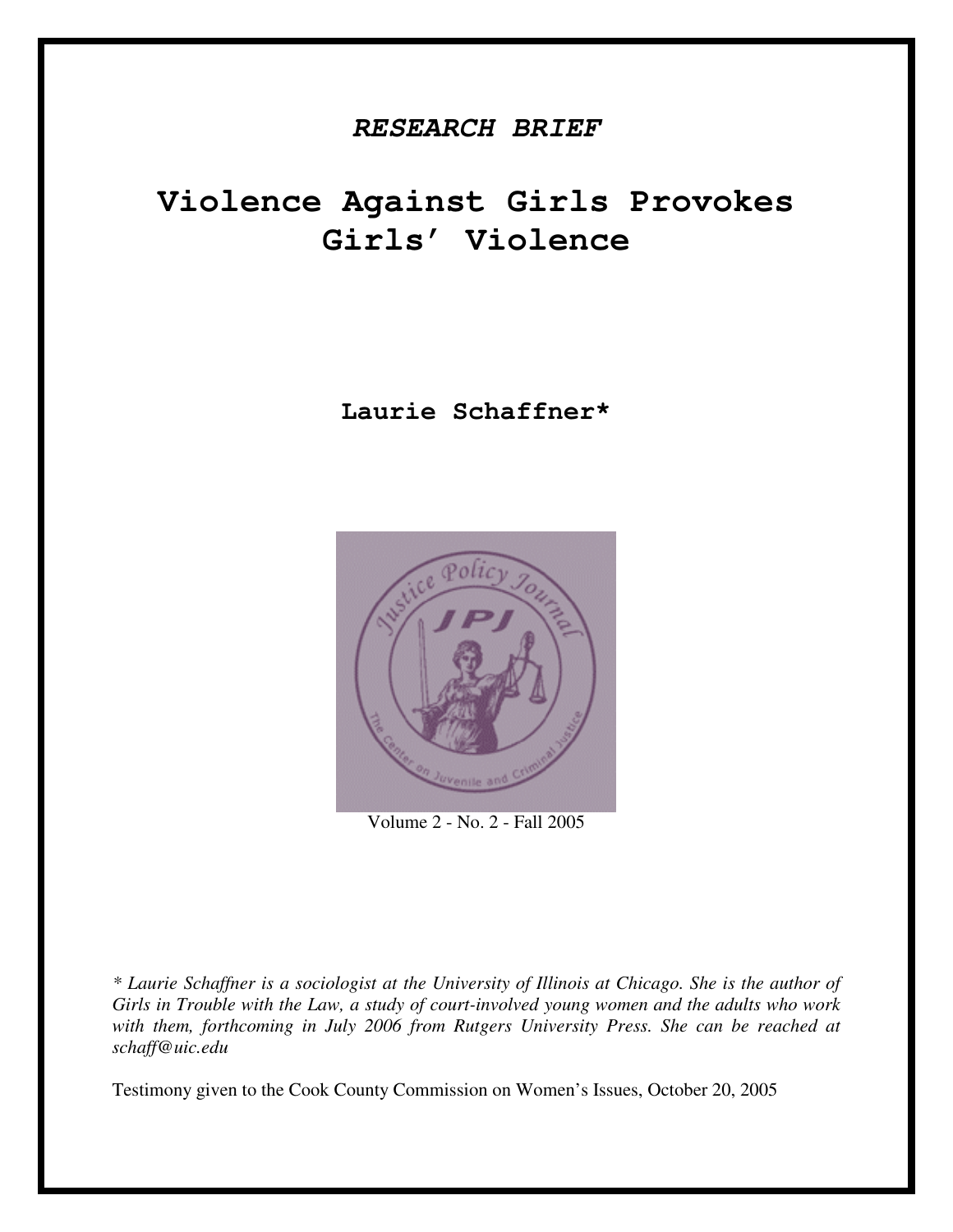*RESEARCH BRIEF*

# Violence Against Girls Provokes Girls' Violence

**Laurie Schaffner***

Volume 2 - No. 2 - Fall 2005

*\* Laurie Schaffner is a sociologist at the University of Illinois at Chicago. She is the author of Girls in Trouble with the Law, a study of court-involved young women and the adults who work with them, forthcoming in July 2006 from Rutgers University Press. She can be reached at schaff@uic.edu*

Testimony given to the Cook County Commission on Women's Issues, October 20, 2005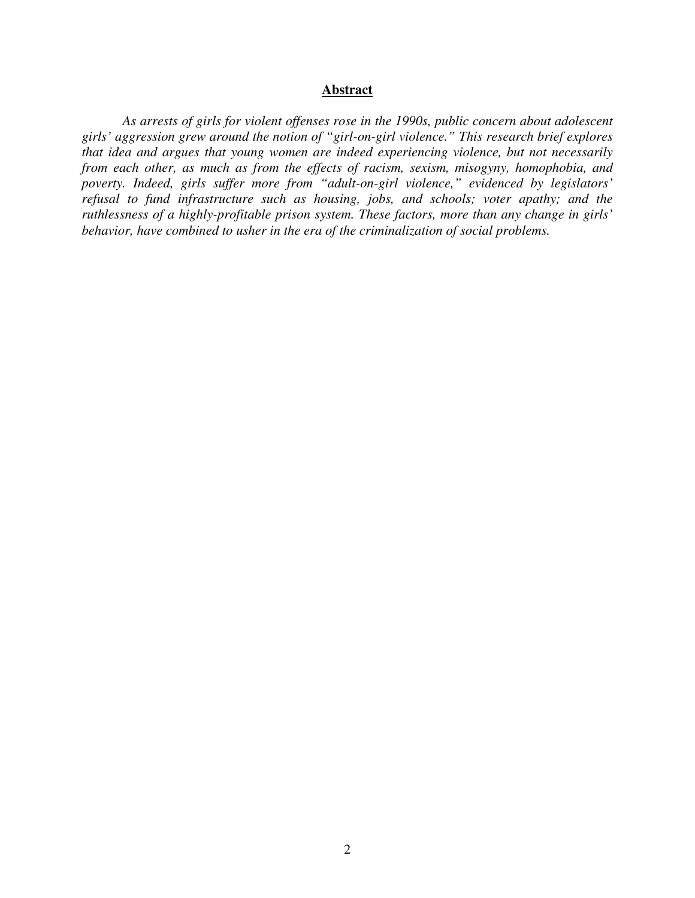## Abstract

*As arrests of girls for violent offenses rose in the 1990s, public concern about adolescent girls' aggression grew around the notion of "girl-on-girl violence." This research brief explores that idea and argues that young women are indeed experiencing violence, but not necessarily from each other, as much as from the effects of racism, sexism, misogyny, homophobia, and poverty. Indeed, girls suffer more from "adult-on-girl violence," evidenced by legislators' refusal to fund infrastructure such as housing, jobs, and schools; voter apathy; and the ruthlessness of a highly-profitable prison system. These factors, more than any change in girls' behavior, have combined to usher in the era of the criminalization of social problems.*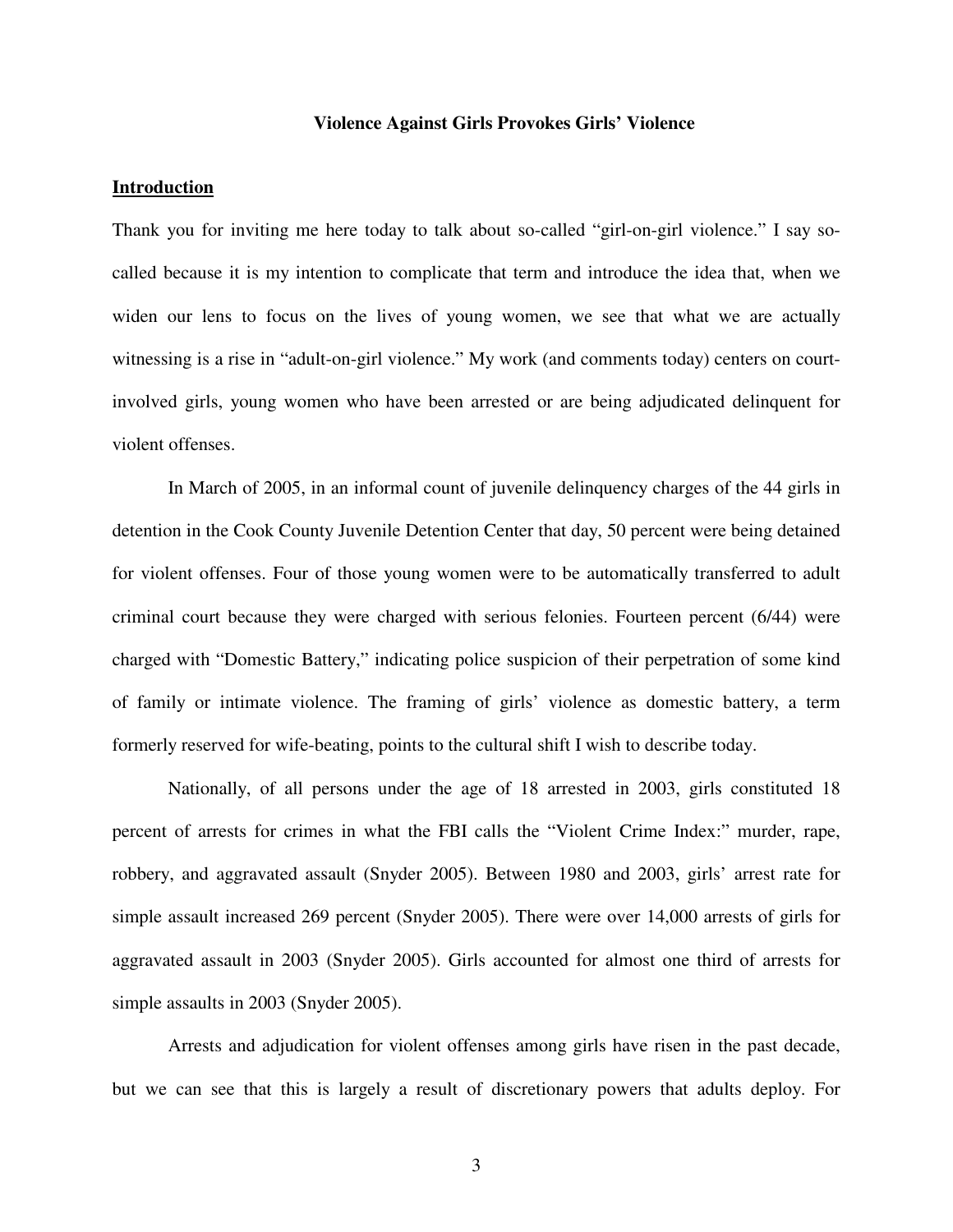**Violence Against Girls Provokes Girls' Violence**

## Introduction

Thank you for inviting me here today to talk about so-called "girl-on-girl violence." I say so-called because it is my intention to complicate that term and introduce the idea that, when we widen our lens to focus on the lives of young women, we see that what we are actually witnessing is a rise in "adult-on-girl violence." My work (and comments today) centers on court-involved girls, young women who have been arrested or are being adjudicated delinquent for violent offenses.

In March of 2005, in an informal count of juvenile delinquency charges of the 44 girls in detention in the Cook County Juvenile Detention Center that day, 50 percent were being detained for violent offenses. Four of those young women were to be automatically transferred to adult criminal court because they were charged with serious felonies. Fourteen percent (6/44) were charged with "Domestic Battery," indicating police suspicion of their perpetration of some kind of family or intimate violence. The framing of girls' violence as domestic battery, a term formerly reserved for wife-beating, points to the cultural shift I wish to describe today.

Nationally, of all persons under the age of 18 arrested in 2003, girls constituted 18 percent of arrests for crimes in what the FBI calls the "Violent Crime Index:" murder, rape, robbery, and aggravated assault (Snyder 2005). Between 1980 and 2003, girls' arrest rate for simple assault increased 269 percent (Snyder 2005). There were over 14,000 arrests of girls for aggravated assault in 2003 (Snyder 2005). Girls accounted for almost one third of arrests for simple assaults in 2003 (Snyder 2005).

Arrests and adjudication for violent offenses among girls have risen in the past decade, but we can see that this is largely a result of discretionary powers that adults deploy. For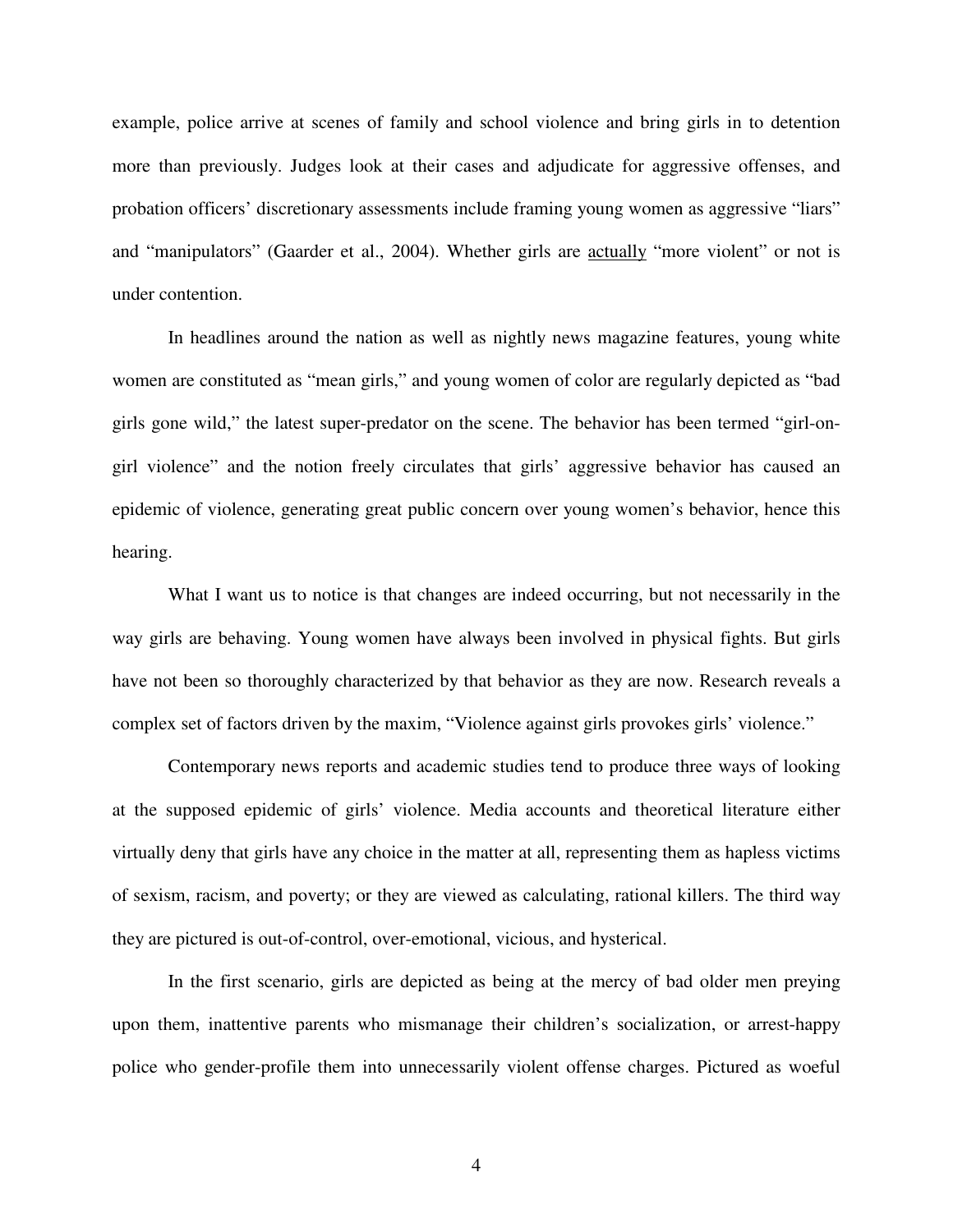example, police arrive at scenes of family and school violence and bring girls in to detention more than previously. Judges look at their cases and adjudicate for aggressive offenses, and probation officers' discretionary assessments include framing young women as aggressive "liars" and "manipulators" (Gaarder et al., 2004). Whether girls are <u>actually</u> "more violent" or not is under contention.

In headlines around the nation as well as nightly news magazine features, young white women are constituted as "mean girls," and young women of color are regularly depicted as "bad girls gone wild," the latest super-predator on the scene. The behavior has been termed "girl-on-girl violence" and the notion freely circulates that girls' aggressive behavior has caused an epidemic of violence, generating great public concern over young women's behavior, hence this hearing.

What I want us to notice is that changes are indeed occurring, but not necessarily in the way girls are behaving. Young women have always been involved in physical fights. But girls have not been so thoroughly characterized by that behavior as they are now. Research reveals a complex set of factors driven by the maxim, "Violence against girls provokes girls' violence."

Contemporary news reports and academic studies tend to produce three ways of looking at the supposed epidemic of girls' violence. Media accounts and theoretical literature either virtually deny that girls have any choice in the matter at all, representing them as hapless victims of sexism, racism, and poverty; or they are viewed as calculating, rational killers. The third way they are pictured is out-of-control, over-emotional, vicious, and hysterical.

In the first scenario, girls are depicted as being at the mercy of bad older men preying upon them, inattentive parents who mismanage their children's socialization, or arrest-happy police who gender-profile them into unnecessarily violent offense charges. Pictured as woeful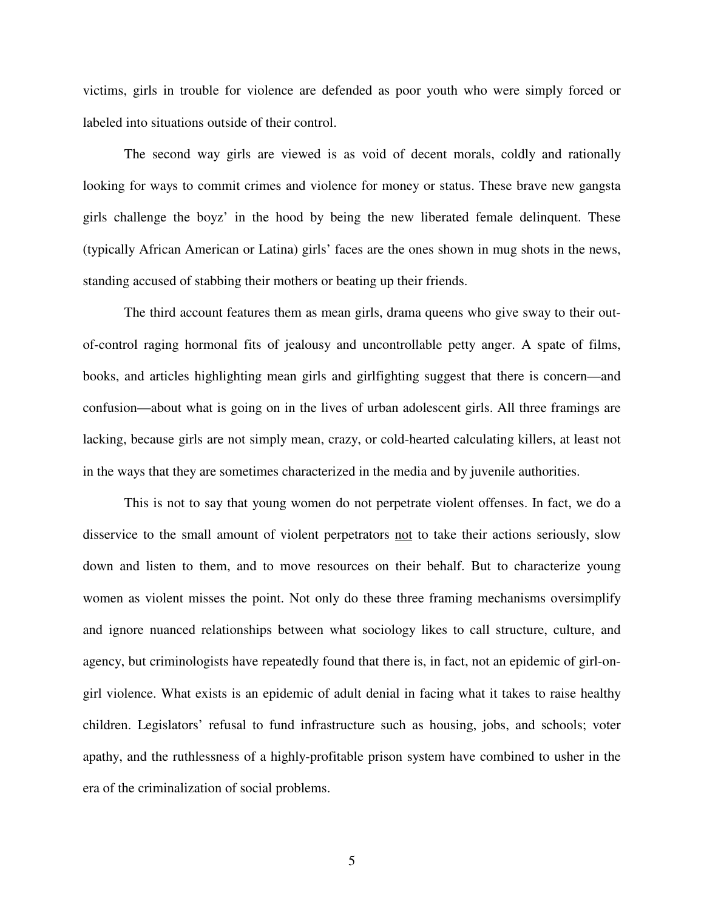victims, girls in trouble for violence are defended as poor youth who were simply forced or labeled into situations outside of their control.

The second way girls are viewed is as void of decent morals, coldly and rationally looking for ways to commit crimes and violence for money or status. These brave new gangsta girls challenge the boyz' in the hood by being the new liberated female delinquent. These (typically African American or Latina) girls' faces are the ones shown in mug shots in the news, standing accused of stabbing their mothers or beating up their friends.

The third account features them as mean girls, drama queens who give sway to their out-of-control raging hormonal fits of jealousy and uncontrollable petty anger. A spate of films, books, and articles highlighting mean girls and girlfighting suggest that there is concern—and confusion—about what is going on in the lives of urban adolescent girls. All three framings are lacking, because girls are not simply mean, crazy, or cold-hearted calculating killers, at least not in the ways that they are sometimes characterized in the media and by juvenile authorities.

This is not to say that young women do not perpetrate violent offenses. In fact, we do a disservice to the small amount of violent perpetrators <u>not</u> to take their actions seriously, slow down and listen to them, and to move resources on their behalf. But to characterize young women as violent misses the point. Not only do these three framing mechanisms oversimplify and ignore nuanced relationships between what sociology likes to call structure, culture, and agency, but criminologists have repeatedly found that there is, in fact, not an epidemic of girl-on-girl violence. What exists is an epidemic of adult denial in facing what it takes to raise healthy children. Legislators' refusal to fund infrastructure such as housing, jobs, and schools; voter apathy, and the ruthlessness of a highly-profitable prison system have combined to usher in the era of the criminalization of social problems.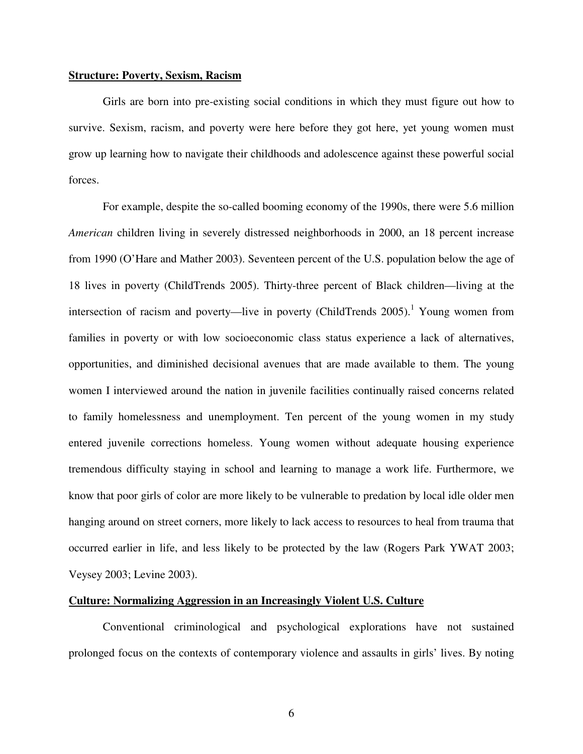**Structure: Poverty, Sexism, Racism**

Girls are born into pre-existing social conditions in which they must figure out how to survive. Sexism, racism, and poverty were here before they got here, yet young women must grow up learning how to navigate their childhoods and adolescence against these powerful social forces.

For example, despite the so-called booming economy of the 1990s, there were 5.6 million *American* children living in severely distressed neighborhoods in 2000, an 18 percent increase from 1990 (O'Hare and Mather 2003). Seventeen percent of the U.S. population below the age of 18 lives in poverty (ChildTrends 2005). Thirty-three percent of Black children—living at the intersection of racism and poverty—live in poverty (ChildTrends 2005).[1] Young women from families in poverty or with low socioeconomic class status experience a lack of alternatives, opportunities, and diminished decisional avenues that are made available to them. The young women I interviewed around the nation in juvenile facilities continually raised concerns related to family homelessness and unemployment. Ten percent of the young women in my study entered juvenile corrections homeless. Young women without adequate housing experience tremendous difficulty staying in school and learning to manage a work life. Furthermore, we know that poor girls of color are more likely to be vulnerable to predation by local idle older men hanging around on street corners, more likely to lack access to resources to heal from trauma that occurred earlier in life, and less likely to be protected by the law (Rogers Park YWAT 2003; Veysey 2003; Levine 2003).

**Culture: Normalizing Aggression in an Increasingly Violent U.S. Culture**

Conventional criminological and psychological explorations have not sustained prolonged focus on the contexts of contemporary violence and assaults in girls' lives. By noting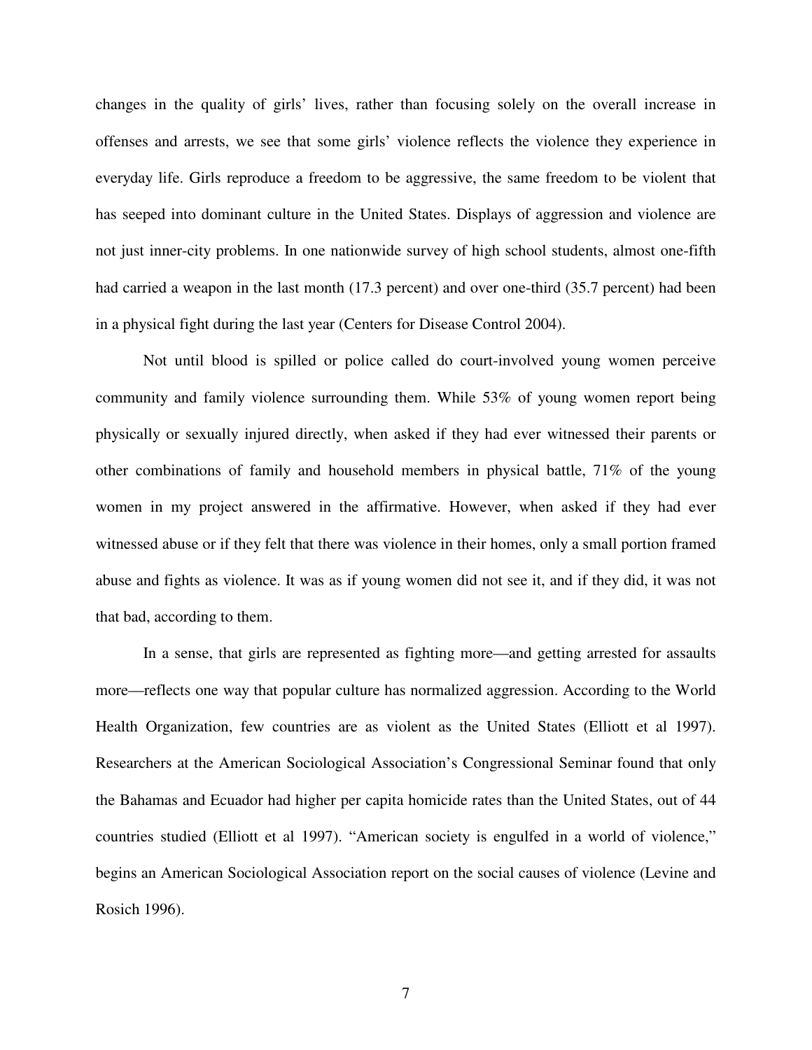changes in the quality of girls' lives, rather than focusing solely on the overall increase in offenses and arrests, we see that some girls' violence reflects the violence they experience in everyday life. Girls reproduce a freedom to be aggressive, the same freedom to be violent that has seeped into dominant culture in the United States. Displays of aggression and violence are not just inner-city problems. In one nationwide survey of high school students, almost one-fifth had carried a weapon in the last month (17.3 percent) and over one-third (35.7 percent) had been in a physical fight during the last year (Centers for Disease Control 2004).

Not until blood is spilled or police called do court-involved young women perceive community and family violence surrounding them. While 53% of young women report being physically or sexually injured directly, when asked if they had ever witnessed their parents or other combinations of family and household members in physical battle, 71% of the young women in my project answered in the affirmative. However, when asked if they had ever witnessed abuse or if they felt that there was violence in their homes, only a small portion framed abuse and fights as violence. It was as if young women did not see it, and if they did, it was not that bad, according to them.

In a sense, that girls are represented as fighting more—and getting arrested for assaults more—reflects one way that popular culture has normalized aggression. According to the World Health Organization, few countries are as violent as the United States (Elliott et al 1997). Researchers at the American Sociological Association's Congressional Seminar found that only the Bahamas and Ecuador had higher per capita homicide rates than the United States, out of 44 countries studied (Elliott et al 1997). "American society is engulfed in a world of violence," begins an American Sociological Association report on the social causes of violence (Levine and Rosich 1996).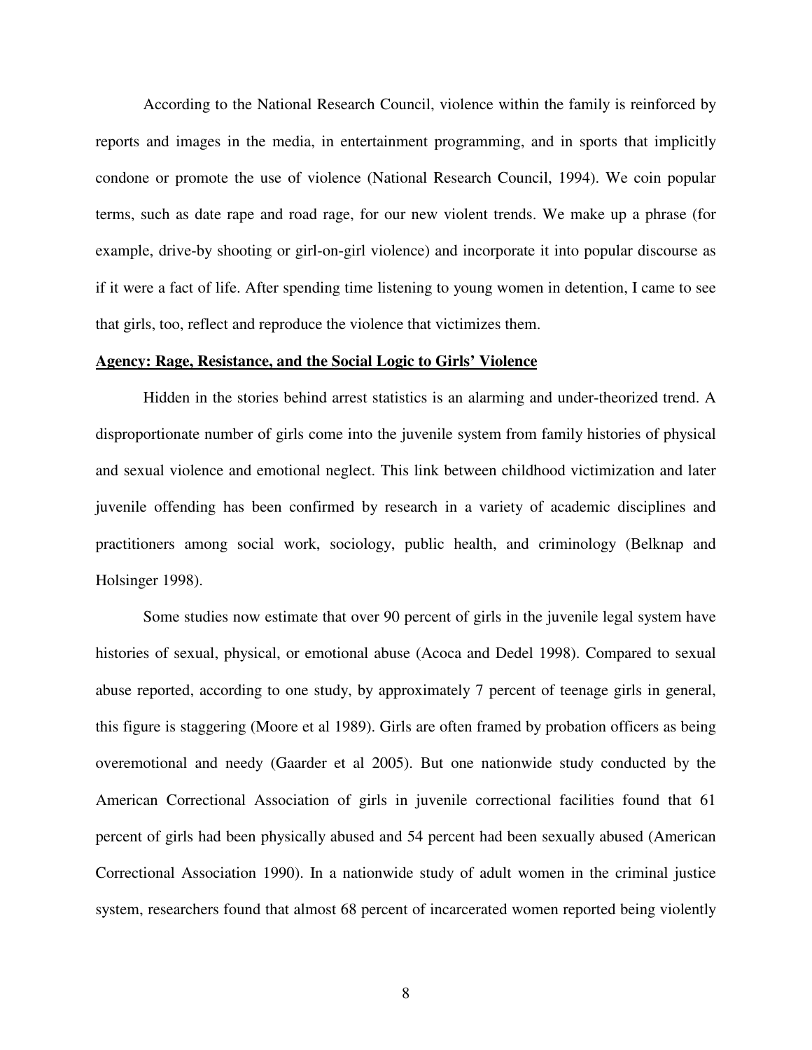According to the National Research Council, violence within the family is reinforced by reports and images in the media, in entertainment programming, and in sports that implicitly condone or promote the use of violence (National Research Council, 1994). We coin popular terms, such as date rape and road rage, for our new violent trends. We make up a phrase (for example, drive-by shooting or girl-on-girl violence) and incorporate it into popular discourse as if it were a fact of life. After spending time listening to young women in detention, I came to see that girls, too, reflect and reproduce the violence that victimizes them.

**Agency: Rage, Resistance, and the Social Logic to Girls' Violence**

Hidden in the stories behind arrest statistics is an alarming and under-theorized trend. A disproportionate number of girls come into the juvenile system from family histories of physical and sexual violence and emotional neglect. This link between childhood victimization and later juvenile offending has been confirmed by research in a variety of academic disciplines and practitioners among social work, sociology, public health, and criminology (Belknap and Holsinger 1998).

Some studies now estimate that over 90 percent of girls in the juvenile legal system have histories of sexual, physical, or emotional abuse (Acoca and Dedel 1998). Compared to sexual abuse reported, according to one study, by approximately 7 percent of teenage girls in general, this figure is staggering (Moore et al 1989). Girls are often framed by probation officers as being overemotional and needy (Gaarder et al 2005). But one nationwide study conducted by the American Correctional Association of girls in juvenile correctional facilities found that 61 percent of girls had been physically abused and 54 percent had been sexually abused (American Correctional Association 1990). In a nationwide study of adult women in the criminal justice system, researchers found that almost 68 percent of incarcerated women reported being violently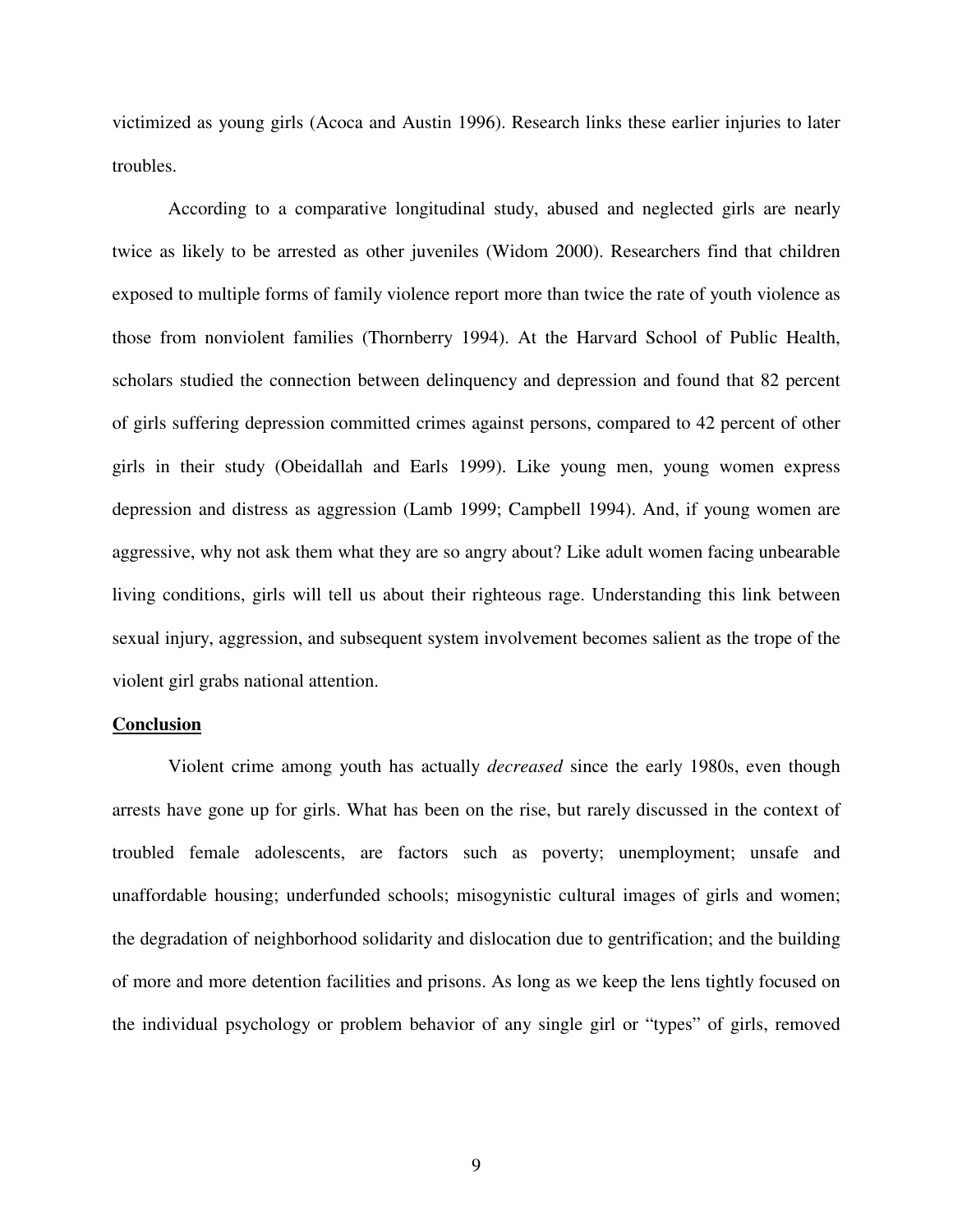victimized as young girls (Acoca and Austin 1996). Research links these earlier injuries to later troubles.

According to a comparative longitudinal study, abused and neglected girls are nearly twice as likely to be arrested as other juveniles (Widom 2000). Researchers find that children exposed to multiple forms of family violence report more than twice the rate of youth violence as those from nonviolent families (Thornberry 1994). At the Harvard School of Public Health, scholars studied the connection between delinquency and depression and found that 82 percent of girls suffering depression committed crimes against persons, compared to 42 percent of other girls in their study (Obeidallah and Earls 1999). Like young men, young women express depression and distress as aggression (Lamb 1999; Campbell 1994). And, if young women are aggressive, why not ask them what they are so angry about? Like adult women facing unbearable living conditions, girls will tell us about their righteous rage. Understanding this link between sexual injury, aggression, and subsequent system involvement becomes salient as the trope of the violent girl grabs national attention.

## Conclusion

Violent crime among youth has actually *decreased* since the early 1980s, even though arrests have gone up for girls. What has been on the rise, but rarely discussed in the context of troubled female adolescents, are factors such as poverty; unemployment; unsafe and unaffordable housing; underfunded schools; misogynistic cultural images of girls and women; the degradation of neighborhood solidarity and dislocation due to gentrification; and the building of more and more detention facilities and prisons. As long as we keep the lens tightly focused on the individual psychology or problem behavior of any single girl or "types" of girls, removed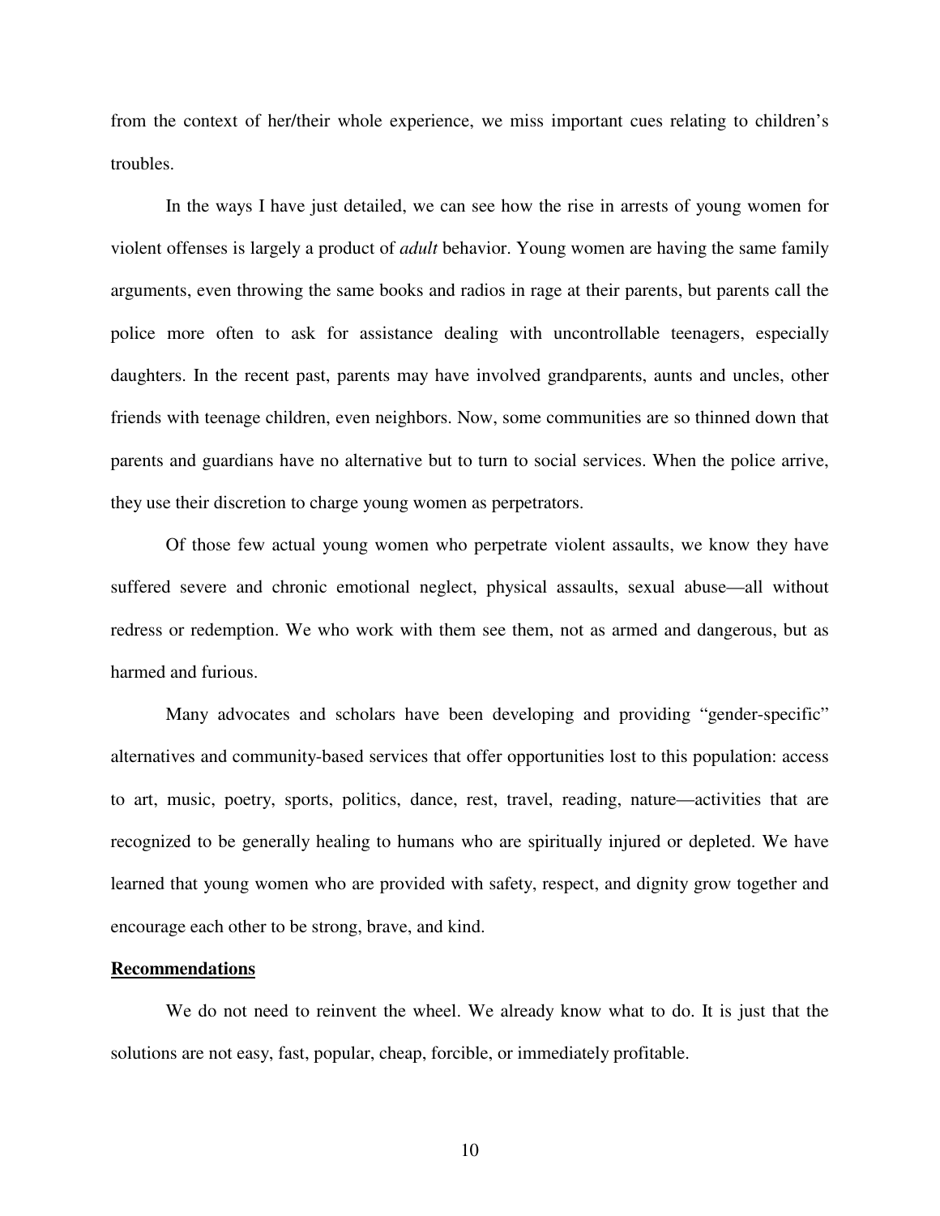from the context of her/their whole experience, we miss important cues relating to children's troubles.

In the ways I have just detailed, we can see how the rise in arrests of young women for violent offenses is largely a product of *adult* behavior. Young women are having the same family arguments, even throwing the same books and radios in rage at their parents, but parents call the police more often to ask for assistance dealing with uncontrollable teenagers, especially daughters. In the recent past, parents may have involved grandparents, aunts and uncles, other friends with teenage children, even neighbors. Now, some communities are so thinned down that parents and guardians have no alternative but to turn to social services. When the police arrive, they use their discretion to charge young women as perpetrators.

Of those few actual young women who perpetrate violent assaults, we know they have suffered severe and chronic emotional neglect, physical assaults, sexual abuse—all without redress or redemption. We who work with them see them, not as armed and dangerous, but as harmed and furious.

Many advocates and scholars have been developing and providing "gender-specific" alternatives and community-based services that offer opportunities lost to this population: access to art, music, poetry, sports, politics, dance, rest, travel, reading, nature—activities that are recognized to be generally healing to humans who are spiritually injured or depleted. We have learned that young women who are provided with safety, respect, and dignity grow together and encourage each other to be strong, brave, and kind.

**Recommendations**

We do not need to reinvent the wheel. We already know what to do. It is just that the solutions are not easy, fast, popular, cheap, forcible, or immediately profitable.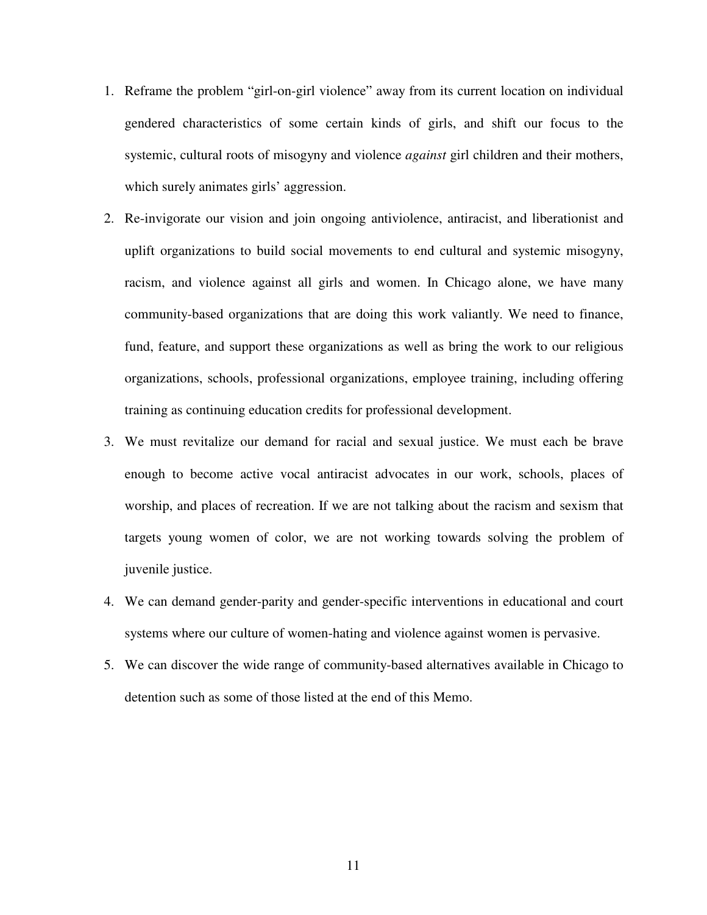1. Reframe the problem "girl-on-girl violence" away from its current location on individual gendered characteristics of some certain kinds of girls, and shift our focus to the systemic, cultural roots of misogyny and violence *against* girl children and their mothers, which surely animates girls' aggression.
2. Re-invigorate our vision and join ongoing antiviolence, antiracist, and liberationist and uplift organizations to build social movements to end cultural and systemic misogyny, racism, and violence against all girls and women. In Chicago alone, we have many community-based organizations that are doing this work valiantly. We need to finance, fund, feature, and support these organizations as well as bring the work to our religious organizations, schools, professional organizations, employee training, including offering training as continuing education credits for professional development.
3. We must revitalize our demand for racial and sexual justice. We must each be brave enough to become active vocal antiracist advocates in our work, schools, places of worship, and places of recreation. If we are not talking about the racism and sexism that targets young women of color, we are not working towards solving the problem of juvenile justice.
4. We can demand gender-parity and gender-specific interventions in educational and court systems where our culture of women-hating and violence against women is pervasive.
5. We can discover the wide range of community-based alternatives available in Chicago to detention such as some of those listed at the end of this Memo.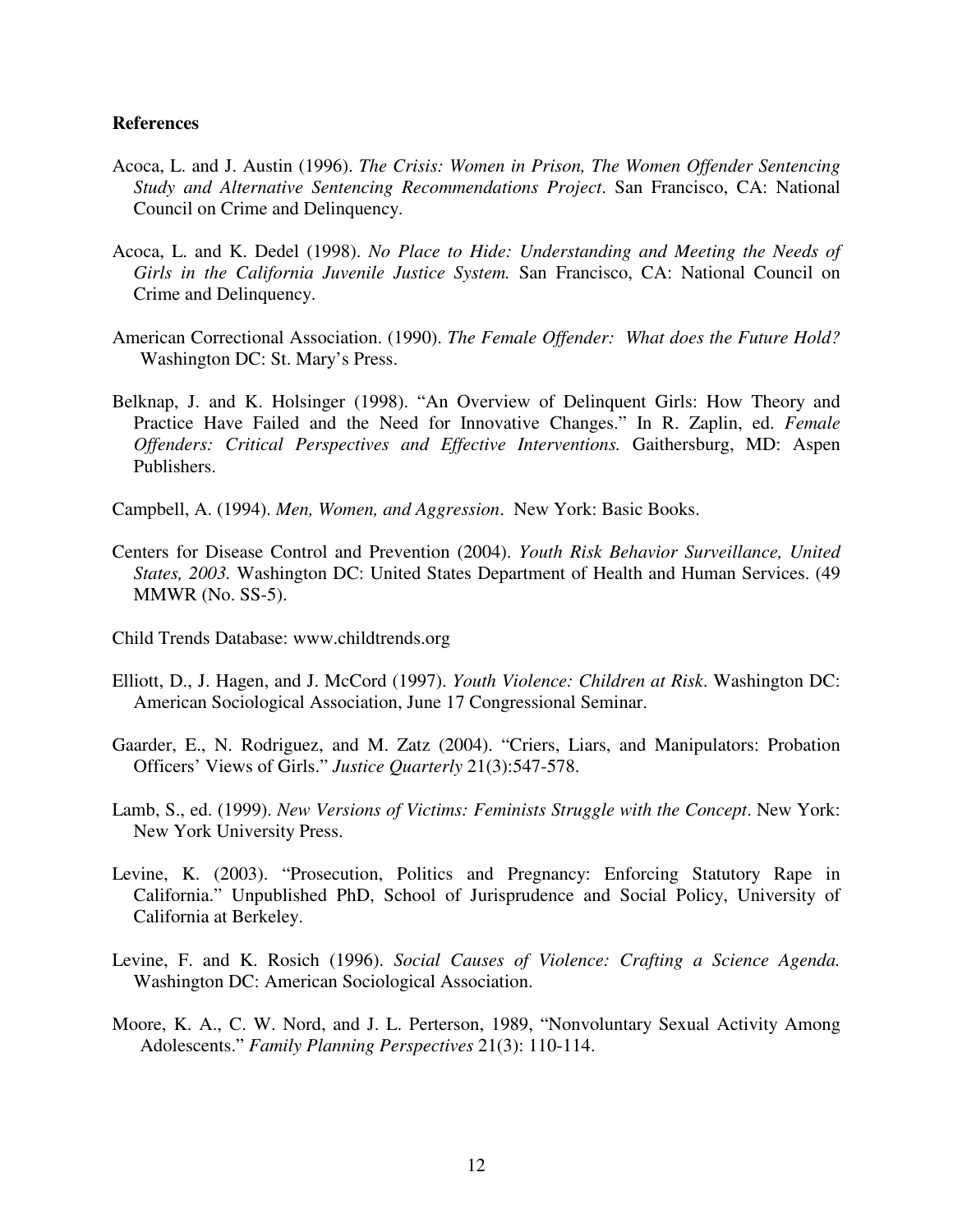**References**

Acoca, L. and J. Austin (1996). *The Crisis: Women in Prison, The Women Offender Sentencing Study and Alternative Sentencing Recommendations Project*. San Francisco, CA: National Council on Crime and Delinquency.

Acoca, L. and K. Dedel (1998). *No Place to Hide: Understanding and Meeting the Needs of Girls in the California Juvenile Justice System.* San Francisco, CA: National Council on Crime and Delinquency.

American Correctional Association. (1990). *The Female Offender: What does the Future Hold?* Washington DC: St. Mary's Press.

Belknap, J. and K. Holsinger (1998). "An Overview of Delinquent Girls: How Theory and Practice Have Failed and the Need for Innovative Changes." In R. Zaplin, ed. *Female Offenders: Critical Perspectives and Effective Interventions.* Gaithersburg, MD: Aspen Publishers.

Campbell, A. (1994). *Men, Women, and Aggression*. New York: Basic Books.

Centers for Disease Control and Prevention (2004). *Youth Risk Behavior Surveillance, United States, 2003.* Washington DC: United States Department of Health and Human Services. (49 MMWR (No. SS-5).

Child Trends Database: www.childtrends.org

Elliott, D., J. Hagen, and J. McCord (1997). *Youth Violence: Children at Risk*. Washington DC: American Sociological Association, June 17 Congressional Seminar.

Gaarder, E., N. Rodriguez, and M. Zatz (2004). "Criers, Liars, and Manipulators: Probation Officers' Views of Girls." *Justice Quarterly* 21(3):547-578.

Lamb, S., ed. (1999). *New Versions of Victims: Feminists Struggle with the Concept*. New York: New York University Press.

Levine, K. (2003). "Prosecution, Politics and Pregnancy: Enforcing Statutory Rape in California." Unpublished PhD, School of Jurisprudence and Social Policy, University of California at Berkeley.

Levine, F. and K. Rosich (1996). *Social Causes of Violence: Crafting a Science Agenda.* Washington DC: American Sociological Association.

Moore, K. A., C. W. Nord, and J. L. Perterson, 1989, "Nonvoluntary Sexual Activity Among Adolescents." *Family Planning Perspectives* 21(3): 110-114.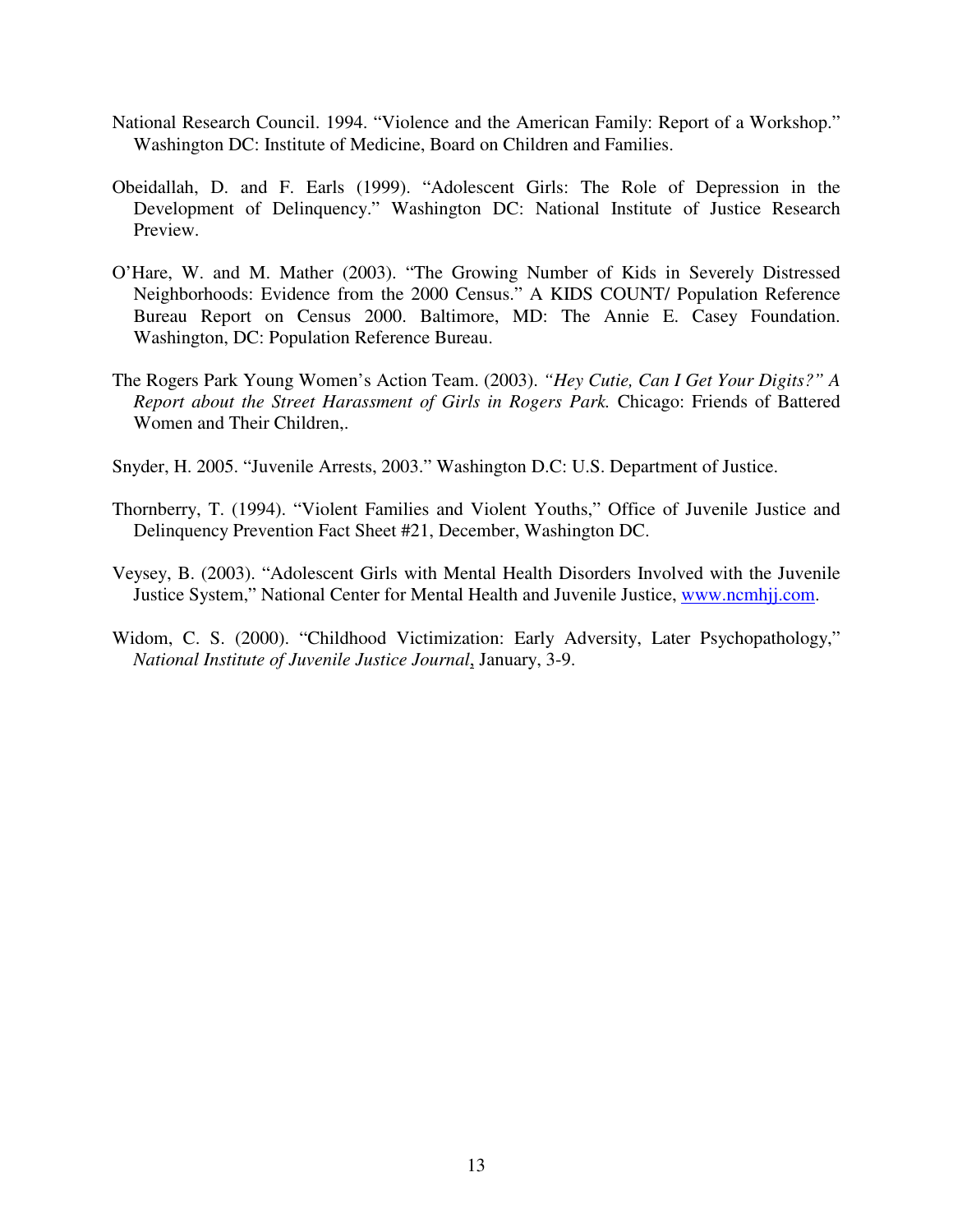National Research Council. 1994. "Violence and the American Family: Report of a Workshop." Washington DC: Institute of Medicine, Board on Children and Families.

Obeidallah, D. and F. Earls (1999). "Adolescent Girls: The Role of Depression in the Development of Delinquency." Washington DC: National Institute of Justice Research Preview.

O'Hare, W. and M. Mather (2003). "The Growing Number of Kids in Severely Distressed Neighborhoods: Evidence from the 2000 Census." A KIDS COUNT/ Population Reference Bureau Report on Census 2000. Baltimore, MD: The Annie E. Casey Foundation. Washington, DC: Population Reference Bureau.

The Rogers Park Young Women's Action Team. (2003). *"Hey Cutie, Can I Get Your Digits?" A Report about the Street Harassment of Girls in Rogers Park.* Chicago: Friends of Battered Women and Their Children,.

Snyder, H. 2005. "Juvenile Arrests, 2003." Washington D.C: U.S. Department of Justice.

Thornberry, T. (1994). "Violent Families and Violent Youths," Office of Juvenile Justice and Delinquency Prevention Fact Sheet #21, December, Washington DC.

Veysey, B. (2003). "Adolescent Girls with Mental Health Disorders Involved with the Juvenile Justice System," National Center for Mental Health and Juvenile Justice, www.ncmhjj.com.

Widom, C. S. (2000). "Childhood Victimization: Early Adversity, Later Psychopathology," *National Institute of Juvenile Justice Journal*, January, 3-9.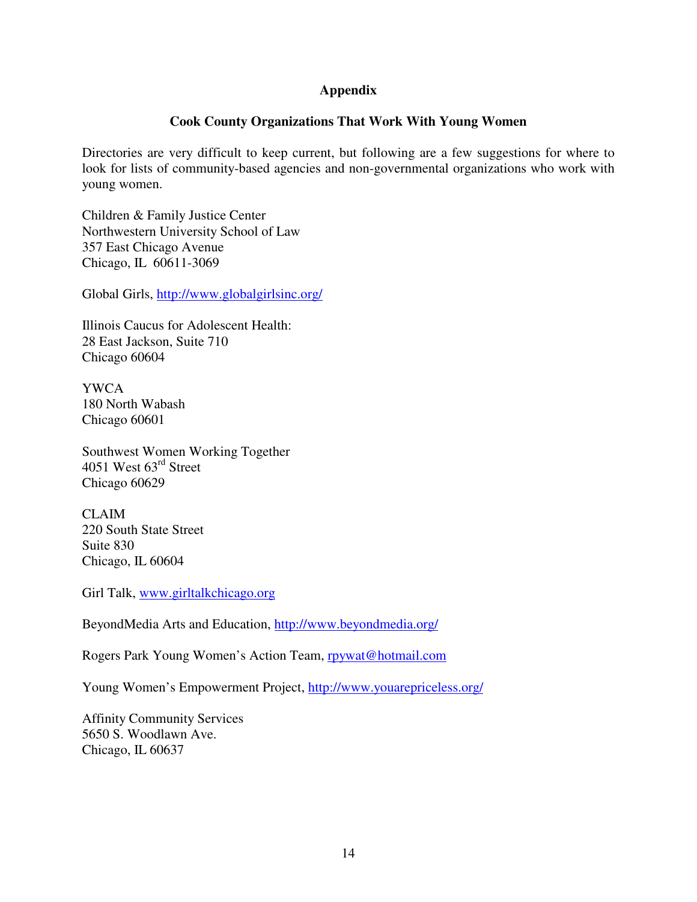# Appendix

## Cook County Organizations That Work With Young Women

Directories are very difficult to keep current, but following are a few suggestions for where to look for lists of community-based agencies and non-governmental organizations who work with young women.

Children & Family Justice Center
Northwestern University School of Law
357 East Chicago Avenue
Chicago, IL 60611-3069

Global Girls, http://www.globalgirlsinc.org/

Illinois Caucus for Adolescent Health:
28 East Jackson, Suite 710
Chicago 60604

YWCA
180 North Wabash
Chicago 60601

Southwest Women Working Together
4051 West 63rd Street
Chicago 60629

CLAIM
220 South State Street
Suite 830
Chicago, IL 60604

Girl Talk, www.girltalkchicago.org

BeyondMedia Arts and Education, http://www.beyondmedia.org/

Rogers Park Young Women's Action Team, rpywat@hotmail.com

Young Women's Empowerment Project, http://www.youarepriceless.org/

Affinity Community Services
5650 S. Woodlawn Ave.
Chicago, IL 60637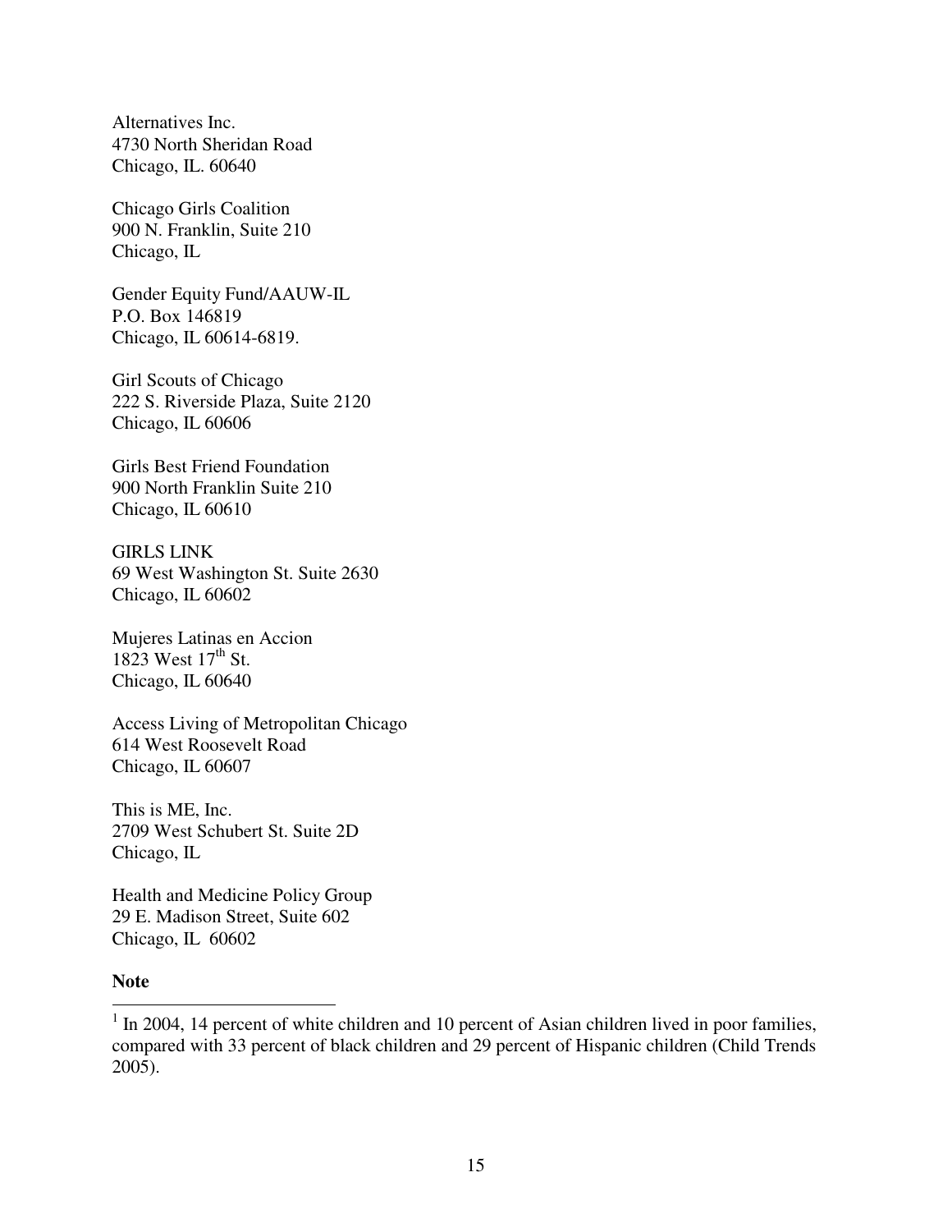Alternatives Inc.
4730 North Sheridan Road
Chicago, IL. 60640

Chicago Girls Coalition
900 N. Franklin, Suite 210
Chicago, IL

Gender Equity Fund/AAUW-IL
P.O. Box 146819
Chicago, IL 60614-6819.

Girl Scouts of Chicago
222 S. Riverside Plaza, Suite 2120
Chicago, IL 60606

Girls Best Friend Foundation
900 North Franklin Suite 210
Chicago, IL 60610

GIRLS LINK
69 West Washington St. Suite 2630
Chicago, IL 60602

Mujeres Latinas en Accion
1823 West 17th St.
Chicago, IL 60640

Access Living of Metropolitan Chicago
614 West Roosevelt Road
Chicago, IL 60607

This is ME, Inc.
2709 West Schubert St. Suite 2D
Chicago, IL

Health and Medicine Policy Group
29 E. Madison Street, Suite 602
Chicago, IL 60602

**Note**

[1] In 2004, 14 percent of white children and 10 percent of Asian children lived in poor families, compared with 33 percent of black children and 29 percent of Hispanic children (Child Trends 2005).